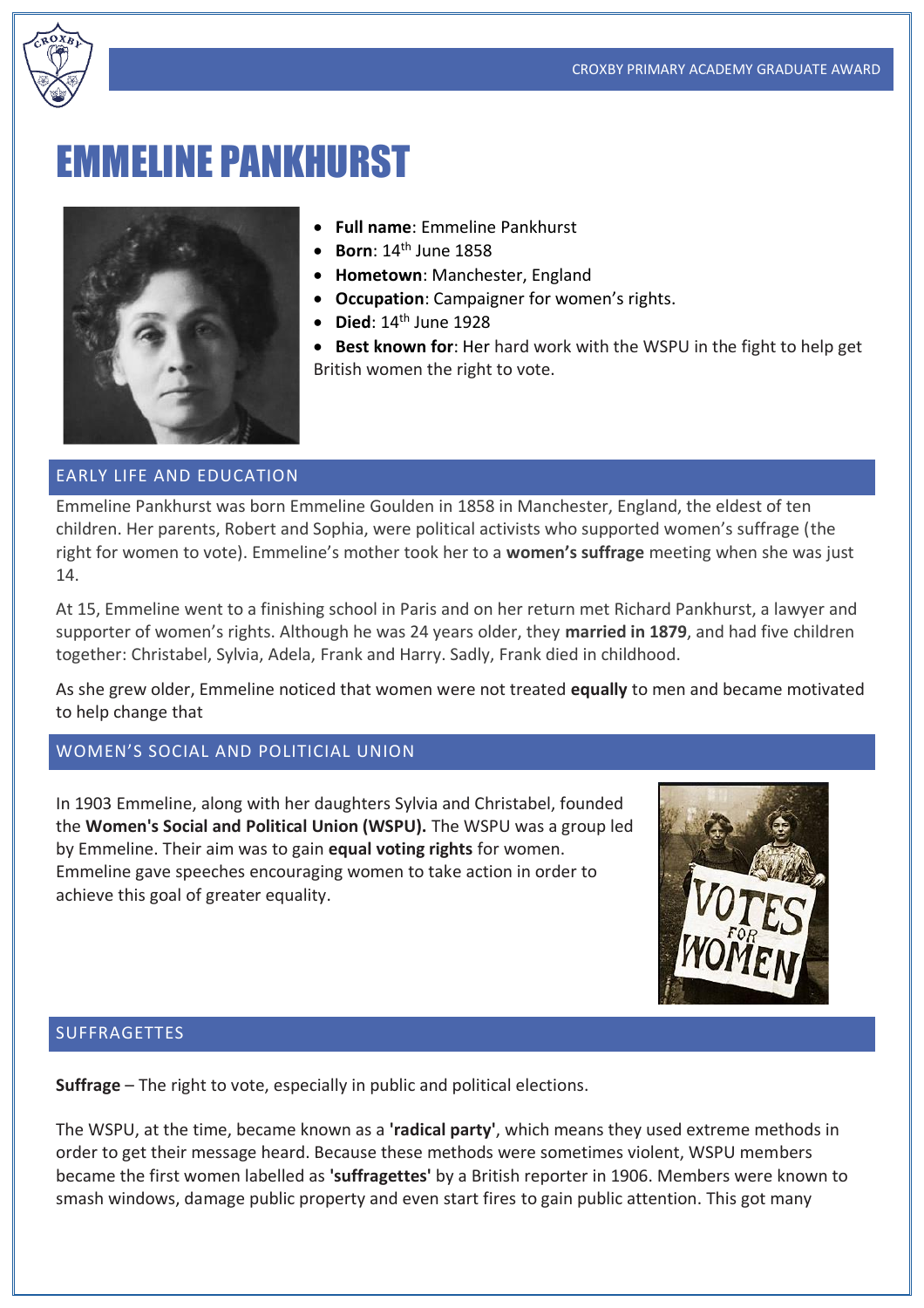# EMMELINE PANKHURST

- **Full name**: Emmeline Pankhurst
- **Born**: 14th June 1858
- **Hometown**: Manchester, England
- **Occupation**: Campaigner for women's rights.
- **Died**: 14th June 1928
- **Best known for**: Her hard work with the WSPU in the fight to help get British women the right to vote.

## EARLY LIFE AND EDUCATION

Emmeline Pankhurst was born Emmeline Goulden in 1858 in Manchester, England, the eldest of ten children. Her parents, Robert and Sophia, were political activists who supported women's suffrage (the right for women to vote). Emmeline's mother took her to a **women's suffrage** meeting when she was just 14.

At 15, Emmeline went to a finishing school in Paris and on her return met Richard Pankhurst, a lawyer and supporter of women's rights. Although he was 24 years older, they **married in 1879**, and had five children together: Christabel, Sylvia, Adela, Frank and Harry. Sadly, Frank died in childhood.

As she grew older, Emmeline noticed that women were not treated **equally** to men and became motivated to help change that

## WOMEN'S SOCIAL AND POLITICIAL UNION

In 1903 Emmeline, along with her daughters Sylvia and Christabel, founded the **Women's Social and Political Union (WSPU).** The WSPU was a group led by Emmeline. Their aim was to gain **equal voting rights** for women. Emmeline gave speeches encouraging women to take action in order to achieve this goal of greater equality.

## SUFFRAGETTES

**Suffrage** – The right to vote, especially in public and political elections.

The WSPU, at the time, became known as a **'radical party'**, which means they used extreme methods in order to get their message heard. Because these methods were sometimes violent, WSPU members became the first women labelled as **'suffragettes'** by a British reporter in 1906. Members were known to smash windows, damage public property and even start fires to gain public attention. This got many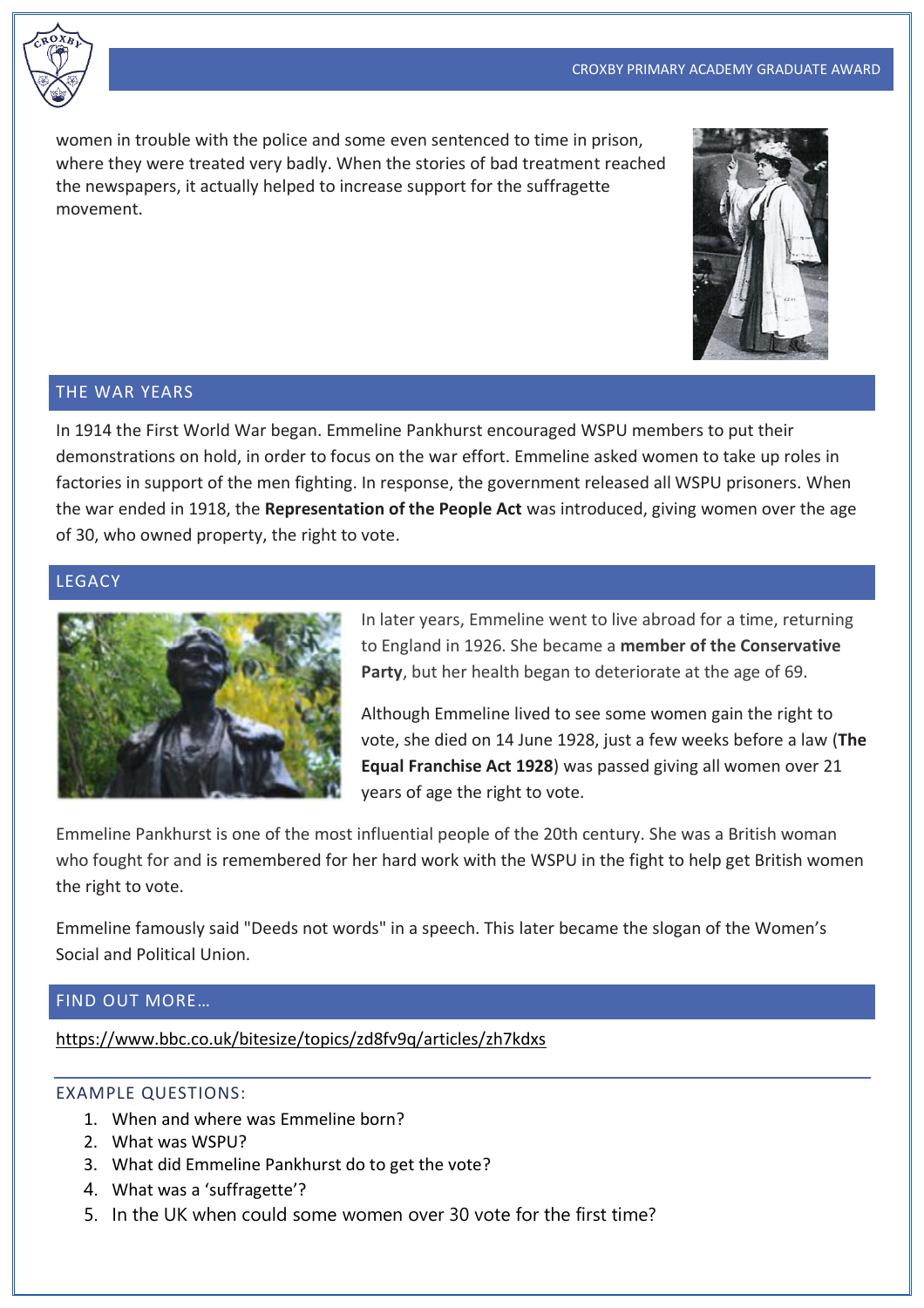women in trouble with the police and some even sentenced to time in prison, where they were treated very badly. When the stories of bad treatment reached the newspapers, it actually helped to increase support for the suffragette movement.

## THE WAR YEARS

In 1914 the First World War began. Emmeline Pankhurst encouraged WSPU members to put their demonstrations on hold, in order to focus on the war effort. Emmeline asked women to take up roles in factories in support of the men fighting. In response, the government released all WSPU prisoners. When the war ended in 1918, the **Representation of the People Act** was introduced, giving women over the age of 30, who owned property, the right to vote.

## LEGACY

In later years, Emmeline went to live abroad for a time, returning to England in 1926. She became a **member of the Conservative Party**, but her health began to deteriorate at the age of 69.

Although Emmeline lived to see some women gain the right to vote, she died on 14 June 1928, just a few weeks before a law (**The Equal Franchise Act 1928**) was passed giving all women over 21 years of age the right to vote.

Emmeline Pankhurst is one of the most influential people of the 20th century. She was a British woman who fought for and is remembered for her hard work with the WSPU in the fight to help get British women the right to vote.

Emmeline famously said "Deeds not words" in a speech. This later became the slogan of the Women's Social and Political Union.

## FIND OUT MORE…

https://www.bbc.co.uk/bitesize/topics/zd8fv9q/articles/zh7kdxs

### EXAMPLE QUESTIONS:

1. When and where was Emmeline born?
2. What was WSPU?
3. What did Emmeline Pankhurst do to get the vote?
4. What was a 'suffragette'?
5. In the UK when could some women over 30 vote for the first time?